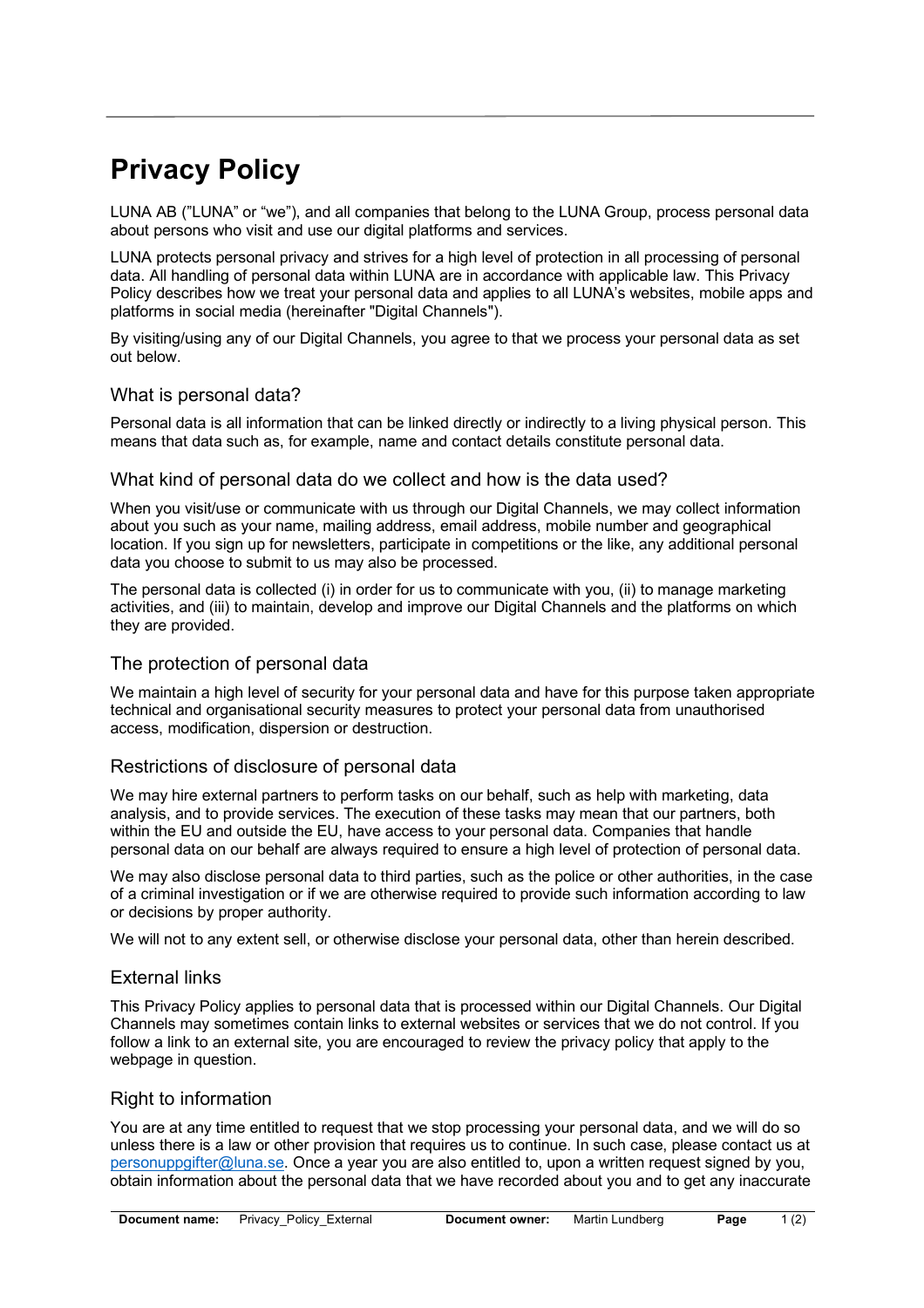# Privacy Policy

LUNA AB (”LUNA” or “we”), and all companies that belong to the LUNA Group, process personal data about persons who visit and use our digital platforms and services.

LUNA protects personal privacy and strives for a high level of protection in all processing of personal data. All handling of personal data within LUNA are in accordance with applicable law. This Privacy Policy describes how we treat your personal data and applies to all LUNA’s websites, mobile apps and platforms in social media (hereinafter "Digital Channels").

By visiting/using any of our Digital Channels, you agree to that we process your personal data as set out below.

## What is personal data?

Personal data is all information that can be linked directly or indirectly to a living physical person. This means that data such as, for example, name and contact details constitute personal data.

## What kind of personal data do we collect and how is the data used?

When you visit/use or communicate with us through our Digital Channels, we may collect information about you such as your name, mailing address, email address, mobile number and geographical location. If you sign up for newsletters, participate in competitions or the like, any additional personal data you choose to submit to us may also be processed.

The personal data is collected (i) in order for us to communicate with you, (ii) to manage marketing activities, and (iii) to maintain, develop and improve our Digital Channels and the platforms on which they are provided.

## The protection of personal data

We maintain a high level of security for your personal data and have for this purpose taken appropriate technical and organisational security measures to protect your personal data from unauthorised access, modification, dispersion or destruction.

## Restrictions of disclosure of personal data

We may hire external partners to perform tasks on our behalf, such as help with marketing, data analysis, and to provide services. The execution of these tasks may mean that our partners, both within the EU and outside the EU, have access to your personal data. Companies that handle personal data on our behalf are always required to ensure a high level of protection of personal data.

We may also disclose personal data to third parties, such as the police or other authorities, in the case of a criminal investigation or if we are otherwise required to provide such information according to law or decisions by proper authority.

We will not to any extent sell, or otherwise disclose your personal data, other than herein described.

## External links

This Privacy Policy applies to personal data that is processed within our Digital Channels. Our Digital Channels may sometimes contain links to external websites or services that we do not control. If you follow a link to an external site, you are encouraged to review the privacy policy that apply to the webpage in question.

## Right to information

You are at any time entitled to request that we stop processing your personal data, and we will do so unless there is a law or other provision that requires us to continue. In such case, please contact us at personuppgifter@luna.se. Once a year you are also entitled to, upon a written request signed by you, obtain information about the personal data that we have recorded about you and to get any inaccurate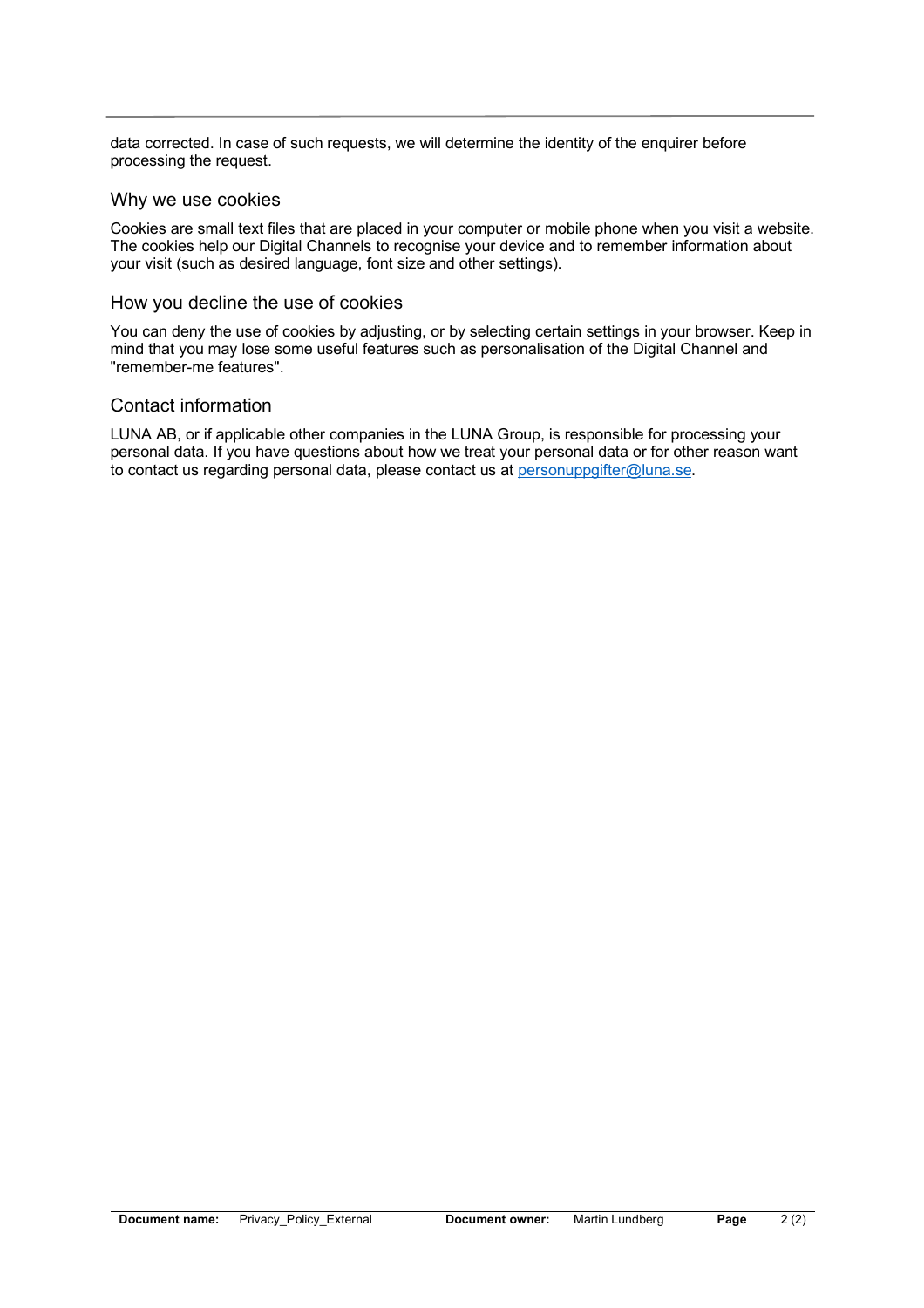data corrected. In case of such requests, we will determine the identity of the enquirer before processing the request.

## Why we use cookies

Cookies are small text files that are placed in your computer or mobile phone when you visit a website. The cookies help our Digital Channels to recognise your device and to remember information about your visit (such as desired language, font size and other settings).

## How you decline the use of cookies

You can deny the use of cookies by adjusting, or by selecting certain settings in your browser. Keep in mind that you may lose some useful features such as personalisation of the Digital Channel and "remember-me features".

## Contact information

LUNA AB, or if applicable other companies in the LUNA Group, is responsible for processing your personal data. If you have questions about how we treat your personal data or for other reason want to contact us regarding personal data, please contact us at personuppgifter@luna.se.